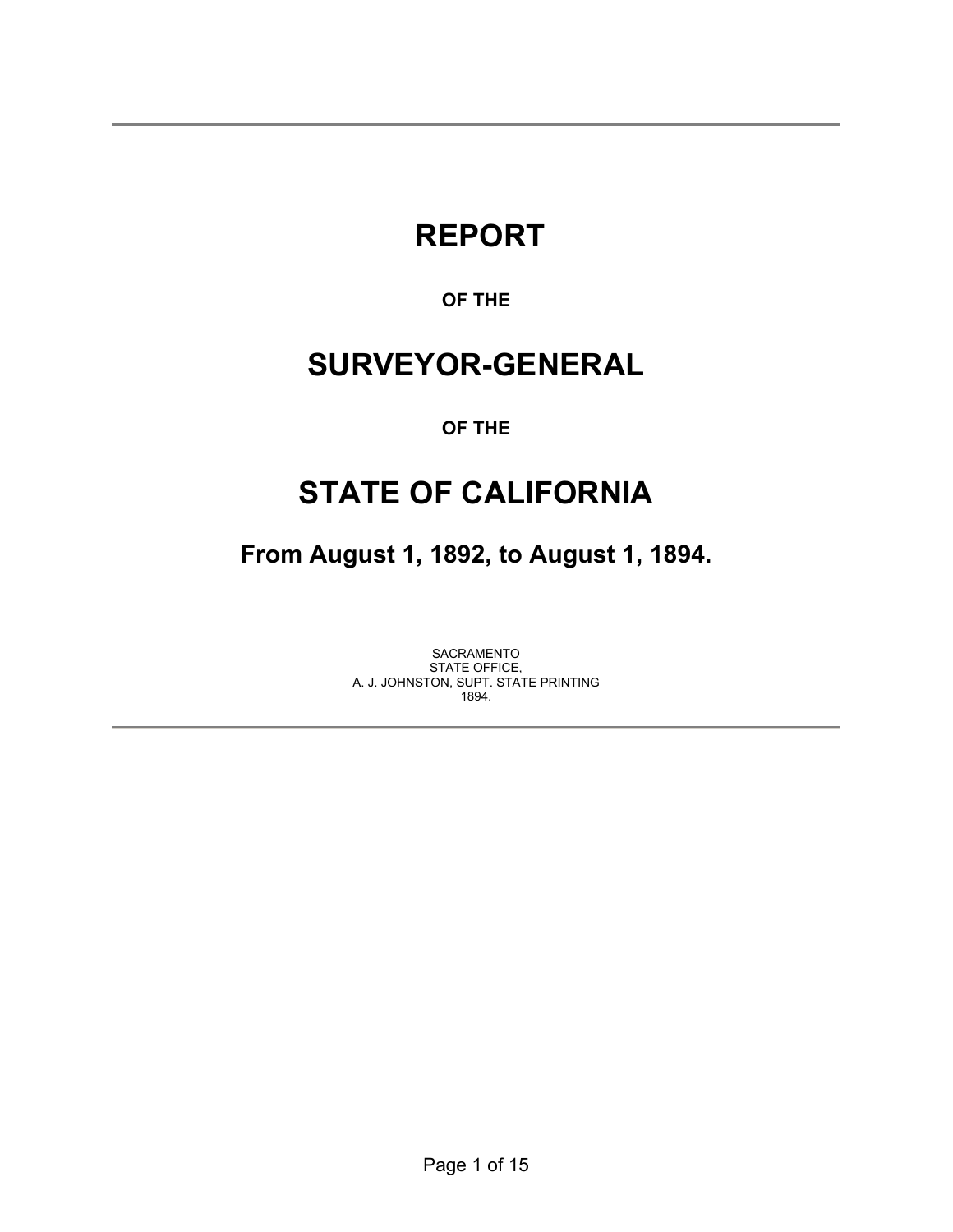# REPORT

**OF THE**

# SURVEYOR-GENERAL

**OF THE**

# STATE OF CALIFORNIA

## From August 1, 1892, to August 1, 1894.

SACRAMENTO
STATE OFFICE,
A. J. JOHNSTON, SUPT. STATE PRINTING
1894.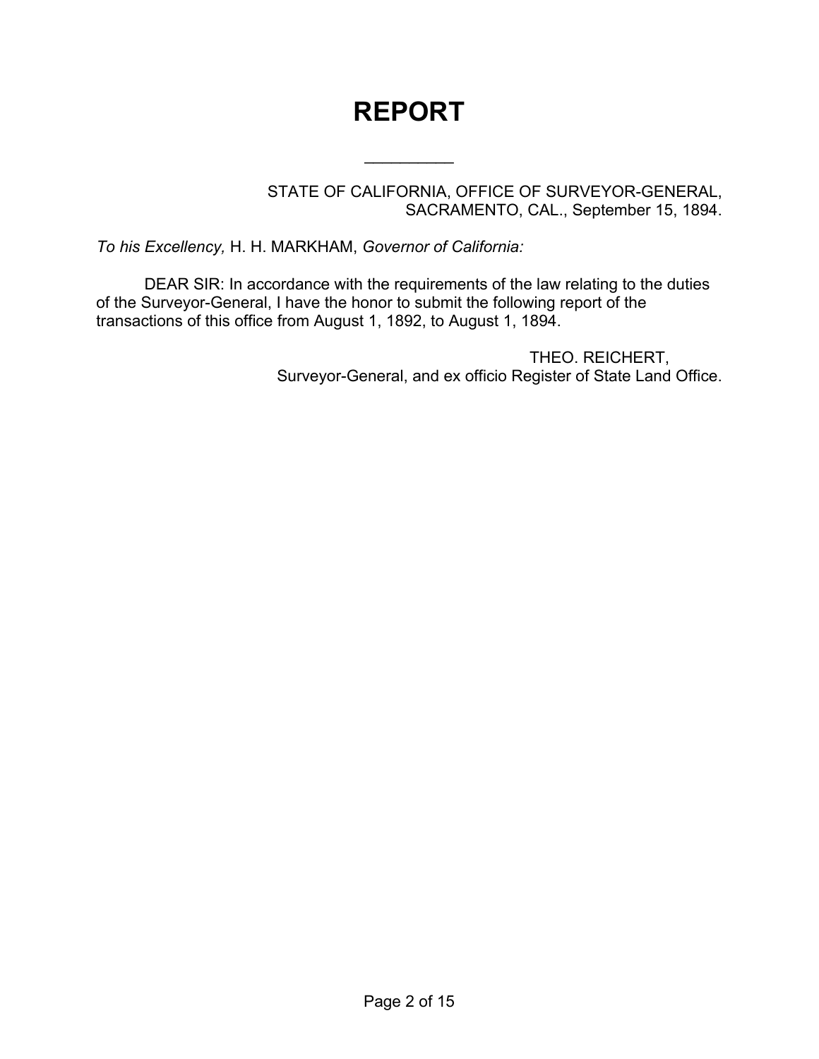# REPORT

---

STATE OF CALIFORNIA, OFFICE OF SURVEYOR-GENERAL,
SACRAMENTO, CAL., September 15, 1894.

*To his Excellency,* H. H. MARKHAM, *Governor of California:*

DEAR SIR: In accordance with the requirements of the law relating to the duties of the Surveyor-General, I have the honor to submit the following report of the transactions of this office from August 1, 1892, to August 1, 1894.

THEO. REICHERT,
Surveyor-General, and ex officio Register of State Land Office.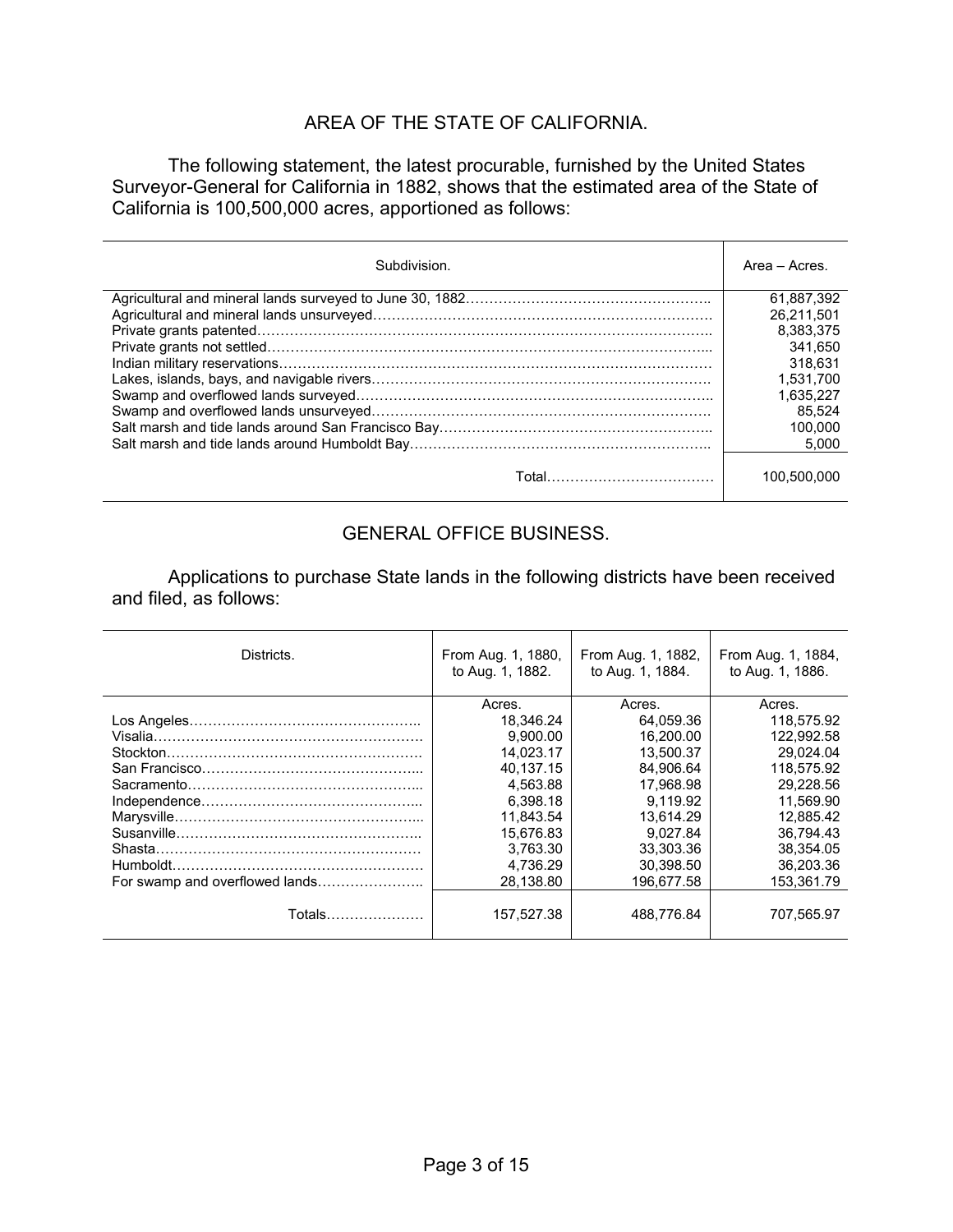## AREA OF THE STATE OF CALIFORNIA.

The following statement, the latest procurable, furnished by the United States Surveyor-General for California in 1882, shows that the estimated area of the State of California is 100,500,000 acres, apportioned as follows:

| Subdivision. | Area – Acres. |
|---|---|
| Agricultural and mineral lands surveyed to June 30, 1882 | 61,887,392 |
| Agricultural and mineral lands unsurveyed | 26,211,501 |
| Private grants patented | 8,383,375 |
| Private grants not settled | 341,650 |
| Indian military reservations | 318,631 |
| Lakes, islands, bays, and navigable rivers | 1,531,700 |
| Swamp and overflowed lands surveyed | 1,635,227 |
| Swamp and overflowed lands unsurveyed | 85,524 |
| Salt marsh and tide lands around San Francisco Bay | 100,000 |
| Salt marsh and tide lands around Humboldt Bay | 5,000 |
| Total | 100,500,000 |

## GENERAL OFFICE BUSINESS.

Applications to purchase State lands in the following districts have been received and filed, as follows:

| Districts. | From Aug. 1, 1880, to Aug. 1, 1882. | From Aug. 1, 1882, to Aug. 1, 1884. | From Aug. 1, 1884, to Aug. 1, 1886. |
|---|---|---|---|
| | Acres. | Acres. | Acres. |
| Los Angeles | 18,346.24 | 64,059.36 | 118,575.92 |
| Visalia | 9,900.00 | 16,200.00 | 122,992.58 |
| Stockton | 14,023.17 | 13,500.37 | 29,024.04 |
| San Francisco | 40,137.15 | 84,906.64 | 118,575.92 |
| Sacramento | 4,563.88 | 17,968.98 | 29,228.56 |
| Independence | 6,398.18 | 9,119.92 | 11,569.90 |
| Marysville | 11,843.54 | 13,614.29 | 12,885.42 |
| Susanville | 15,676.83 | 9,027.84 | 36,794.43 |
| Shasta | 3,763.30 | 33,303.36 | 38,354.05 |
| Humboldt | 4,736.29 | 30,398.50 | 36,203.36 |
| For swamp and overflowed lands | 28,138.80 | 196,677.58 | 153,361.79 |
| Totals | 157,527.38 | 488,776.84 | 707,565.97 |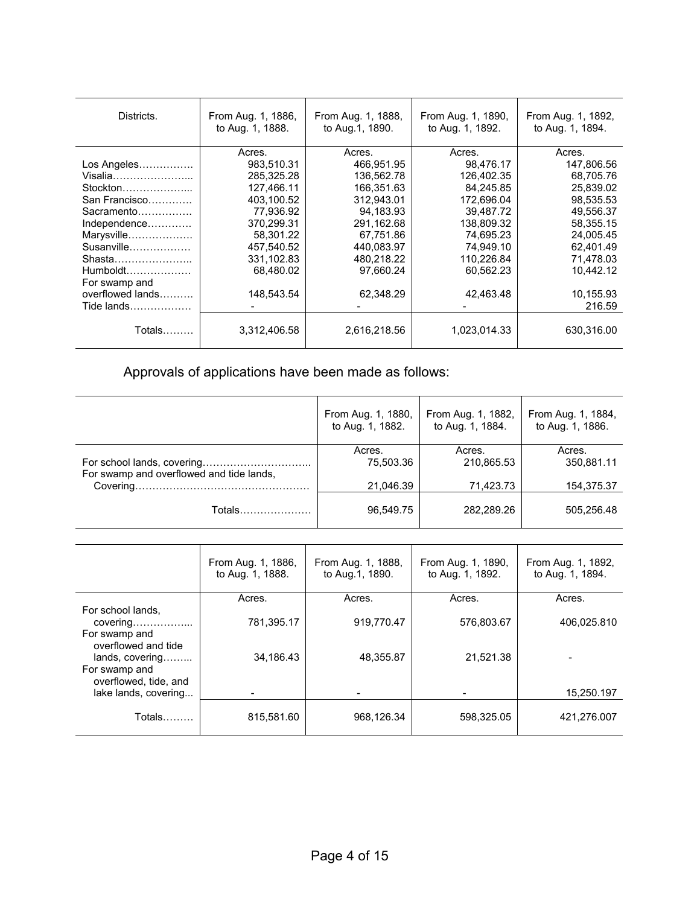| Districts. | From Aug. 1, 1886, to Aug. 1, 1888. | From Aug. 1, 1888, to Aug.1, 1890. | From Aug. 1, 1890, to Aug. 1, 1892. | From Aug. 1, 1892, to Aug. 1, 1894. |
|---|---|---|---|---|
| | Acres. | Acres. | Acres. | Acres. |
| Los Angeles……………. | 983,510.31 | 466,951.95 | 98,476.17 | 147,806.56 |
| Visalia………………….. | 285,325.28 | 136,562.78 | 126,402.35 | 68,705.76 |
| Stockton……………….. | 127,466.11 | 166,351.63 | 84,245.85 | 25,839.02 |
| San Francisco…………. | 403,100.52 | 312,943.01 | 172,696.04 | 98,535.53 |
| Sacramento……………. | 77,936.92 | 94,183.93 | 39,487.72 | 49,556.37 |
| Independence…………. | 370,299.31 | 291,162.68 | 138,809.32 | 58,355.15 |
| Marysville………………. | 58,301.22 | 67,751.86 | 74,695.23 | 24,005.45 |
| Susanville……………… | 457,540.52 | 440,083.97 | 74,949.10 | 62,401.49 |
| Shasta………………….. | 331,102.83 | 480,218.22 | 110,226.84 | 71,478.03 |
| Humboldt………………. | 68,480.02 | 97,660.24 | 60,562.23 | 10,442.12 |
| For swamp and overflowed lands………. | 148,543.54 | 62,348.29 | 42,463.48 | 10,155.93 |
| Tide lands……………… | - | - | - | 216.59 |
| Totals……… | 3,312,406.58 | 2,616,218.56 | 1,023,014.33 | 630,316.00 |

Approvals of applications have been made as follows:

| | From Aug. 1, 1880, to Aug. 1, 1882. | From Aug. 1, 1882, to Aug. 1, 1884. | From Aug. 1, 1884, to Aug. 1, 1886. |
|---|---|---|---|
| | Acres. | Acres. | Acres. |
| For school lands, covering………………………….. | 75,503.36 | 210,865.53 | 350,881.11 |
| For swamp and overflowed and tide lands, Covering…………………………………………… | 21,046.39 | 71,423.73 | 154,375.37 |
| Totals………………… | 96,549.75 | 282,289.26 | 505,256.48 |

| | From Aug. 1, 1886, to Aug. 1, 1888. | From Aug. 1, 1888, to Aug.1, 1890. | From Aug. 1, 1890, to Aug. 1, 1892. | From Aug. 1, 1892, to Aug. 1, 1894. |
|---|---|---|---|---|
| | Acres. | Acres. | Acres. | Acres. |
| For school lands, covering…………….... | 781,395.17 | 919,770.47 | 576,803.67 | 406,025.810 |
| For swamp and overflowed and tide lands, covering…….. | 34,186.43 | 48,355.87 | 21,521.38 | - |
| For swamp and overflowed, tide, and lake lands, covering... | - | - | - | 15,250.197 |
| Totals……… | 815,581.60 | 968,126.34 | 598,325.05 | 421,276.007 |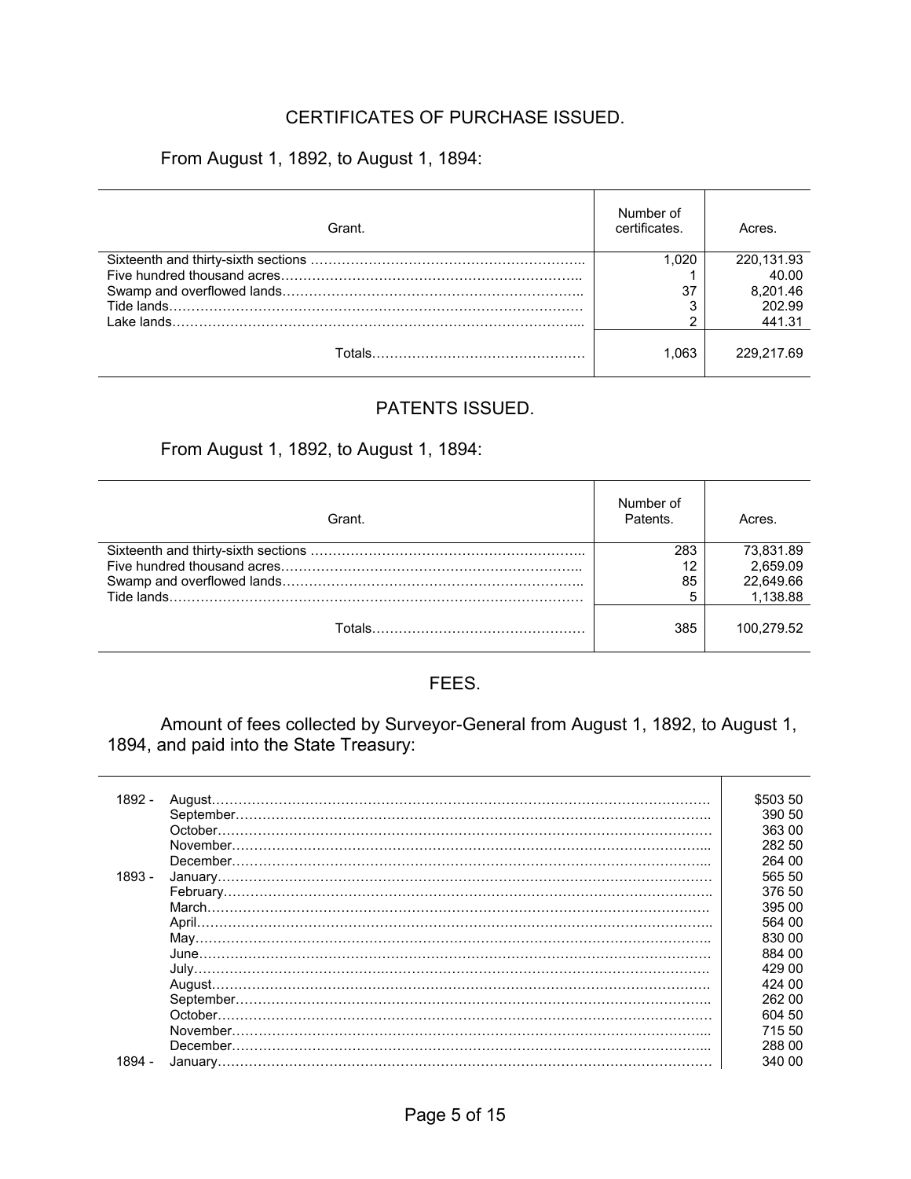## CERTIFICATES OF PURCHASE ISSUED.

From August 1, 1892, to August 1, 1894:

| Grant. | Number of certificates. | Acres. |
|---|---|---|
| Sixteenth and thirty-sixth sections | 1,020 | 220,131.93 |
| Five hundred thousand acres | 1 | 40.00 |
| Swamp and overflowed lands | 37 | 8,201.46 |
| Tide lands | 3 | 202.99 |
| Lake lands | 2 | 441.31 |
| Totals | 1,063 | 229,217.69 |

## PATENTS ISSUED.

From August 1, 1892, to August 1, 1894:

| Grant. | Number of Patents. | Acres. |
|---|---|---|
| Sixteenth and thirty-sixth sections | 283 | 73,831.89 |
| Five hundred thousand acres | 12 | 2,659.09 |
| Swamp and overflowed lands | 85 | 22,649.66 |
| Tide lands | 5 | 1,138.88 |
| Totals | 385 | 100,279.52 |

## FEES.

Amount of fees collected by Surveyor-General from August 1, 1892, to August 1, 1894, and paid into the State Treasury:

| | | |
|---|---|---|
| 1892 - | August | $503 50 |
| | September | 390 50 |
| | October | 363 00 |
| | November | 282 50 |
| | December | 264 00 |
| 1893 - | January | 565 50 |
| | February | 376 50 |
| | March | 395 00 |
| | April | 564 00 |
| | May | 830 00 |
| | June | 884 00 |
| | July | 429 00 |
| | August | 424 00 |
| | September | 262 00 |
| | October | 604 50 |
| | November | 715 50 |
| | December | 288 00 |
| 1894 - | January | 340 00 |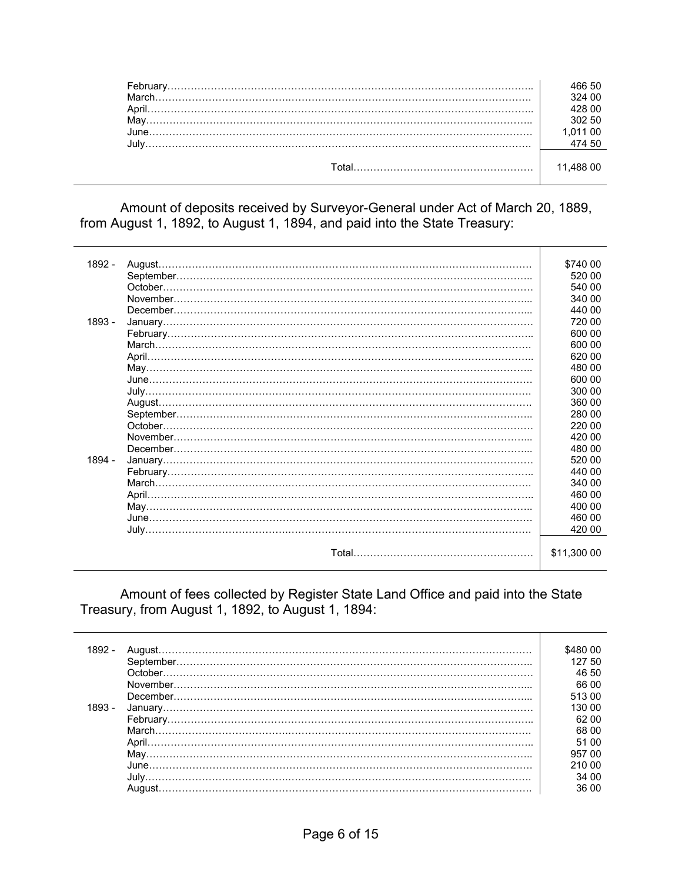| | | |
|---|---|---|
| | February | 466 50 |
| | March | 324 00 |
| | April | 428 00 |
| | May | 302 50 |
| | June | 1,011 00 |
| | July | 474 50 |
| | Total | 11,488 00 |

Amount of deposits received by Surveyor-General under Act of March 20, 1889, from August 1, 1892, to August 1, 1894, and paid into the State Treasury:

| | | |
|---|---|---|
| 1892 - | August | $740 00 |
| | September | 520 00 |
| | October | 540 00 |
| | November | 340 00 |
| | December | 440 00 |
| 1893 - | January | 720 00 |
| | February | 600 00 |
| | March | 600 00 |
| | April | 620 00 |
| | May | 480 00 |
| | June | 600 00 |
| | July | 300 00 |
| | August | 360 00 |
| | September | 280 00 |
| | October | 220 00 |
| | November | 420 00 |
| | December | 480 00 |
| 1894 - | January | 520 00 |
| | February | 440 00 |
| | March | 340 00 |
| | April | 460 00 |
| | May | 400 00 |
| | June | 460 00 |
| | July | 420 00 |
| | Total | $11,300 00 |

Amount of fees collected by Register State Land Office and paid into the State Treasury, from August 1, 1892, to August 1, 1894:

| | | |
|---|---|---|
| 1892 - | August | $480 00 |
| | September | 127 50 |
| | October | 46 50 |
| | November | 66 00 |
| | December | 513 00 |
| 1893 - | January | 130 00 |
| | February | 62 00 |
| | March | 68 00 |
| | April | 51 00 |
| | May | 957 00 |
| | June | 210 00 |
| | July | 34 00 |
| | August | 36 00 |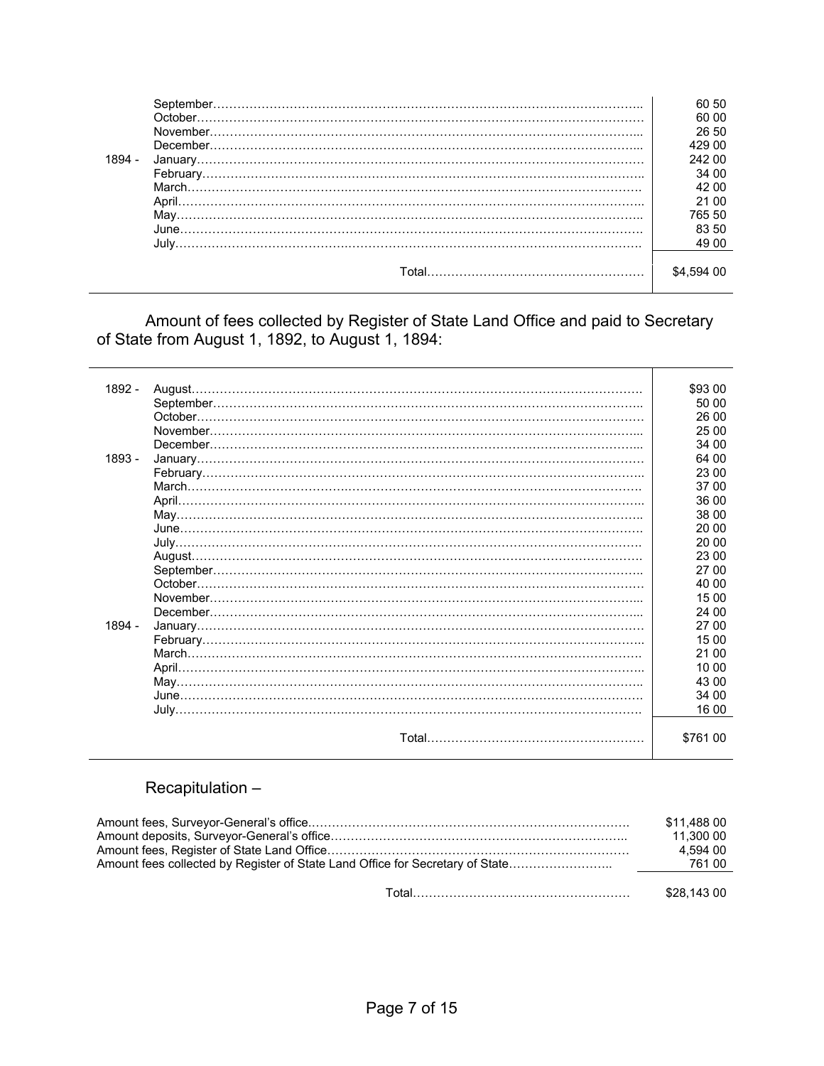| | | |
|---|---|---|
| | September | 60 50 |
| | October | 60 00 |
| | November | 26 50 |
| | December | 429 00 |
| 1894 - | January | 242 00 |
| | February | 34 00 |
| | March | 42 00 |
| | April | 21 00 |
| | May | 765 50 |
| | June | 83 50 |
| | July | 49 00 |
| | Total | $4,594 00 |

Amount of fees collected by Register of State Land Office and paid to Secretary of State from August 1, 1892, to August 1, 1894:

| | | |
|---|---|---|
| 1892 - | August | $93 00 |
| | September | 50 00 |
| | October | 26 00 |
| | November | 25 00 |
| | December | 34 00 |
| 1893 - | January | 64 00 |
| | February | 23 00 |
| | March | 37 00 |
| | April | 36 00 |
| | May | 38 00 |
| | June | 20 00 |
| | July | 20 00 |
| | August | 23 00 |
| | September | 27 00 |
| | October | 40 00 |
| | November | 15 00 |
| | December | 24 00 |
| 1894 - | January | 27 00 |
| | February | 15 00 |
| | March | 21 00 |
| | April | 10 00 |
| | May | 43 00 |
| | June | 34 00 |
| | July | 16 00 |
| | Total | $761 00 |

Recapitulation –

| | |
|---|---|
| Amount fees, Surveyor-General's office | $11,488 00 |
| Amount deposits, Surveyor-General's office | 11,300 00 |
| Amount fees, Register of State Land Office | 4,594 00 |
| Amount fees collected by Register of State Land Office for Secretary of State | 761 00 |
| Total | $28,143 00 |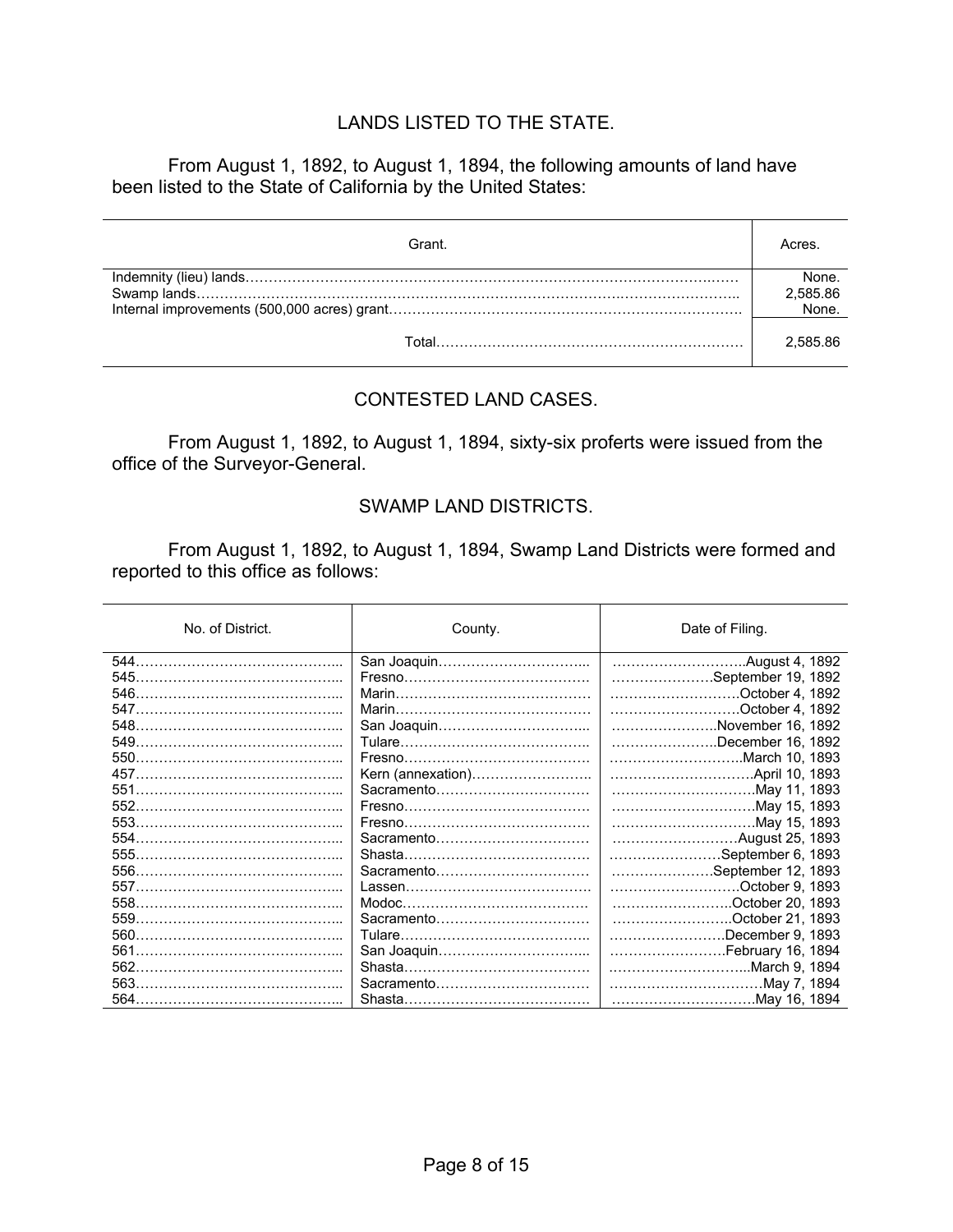## LANDS LISTED TO THE STATE.

From August 1, 1892, to August 1, 1894, the following amounts of land have been listed to the State of California by the United States:

| Grant. | Acres. |
|---|---|
| Indemnity (lieu) lands | None. |
| Swamp lands | 2,585.86 |
| Internal improvements (500,000 acres) grant | None. |
| Total | 2,585.86 |

## CONTESTED LAND CASES.

From August 1, 1892, to August 1, 1894, sixty-six proferts were issued from the office of the Surveyor-General.

## SWAMP LAND DISTRICTS.

From August 1, 1892, to August 1, 1894, Swamp Land Districts were formed and reported to this office as follows:

| No. of District. | County. | Date of Filing. |
|---|---|---|
| 544 | San Joaquin | August 4, 1892 |
| 545 | Fresno | September 19, 1892 |
| 546 | Marin | October 4, 1892 |
| 547 | Marin | October 4, 1892 |
| 548 | San Joaquin | November 16, 1892 |
| 549 | Tulare | December 16, 1892 |
| 550 | Fresno | March 10, 1893 |
| 457 | Kern (annexation) | April 10, 1893 |
| 551 | Sacramento | May 11, 1893 |
| 552 | Fresno | May 15, 1893 |
| 553 | Fresno | May 15, 1893 |
| 554 | Sacramento | August 25, 1893 |
| 555 | Shasta | September 6, 1893 |
| 556 | Sacramento | September 12, 1893 |
| 557 | Lassen | October 9, 1893 |
| 558 | Modoc | October 20, 1893 |
| 559 | Sacramento | October 21, 1893 |
| 560 | Tulare | December 9, 1893 |
| 561 | San Joaquin | February 16, 1894 |
| 562 | Shasta | March 9, 1894 |
| 563 | Sacramento | May 7, 1894 |
| 564 | Shasta | May 16, 1894 |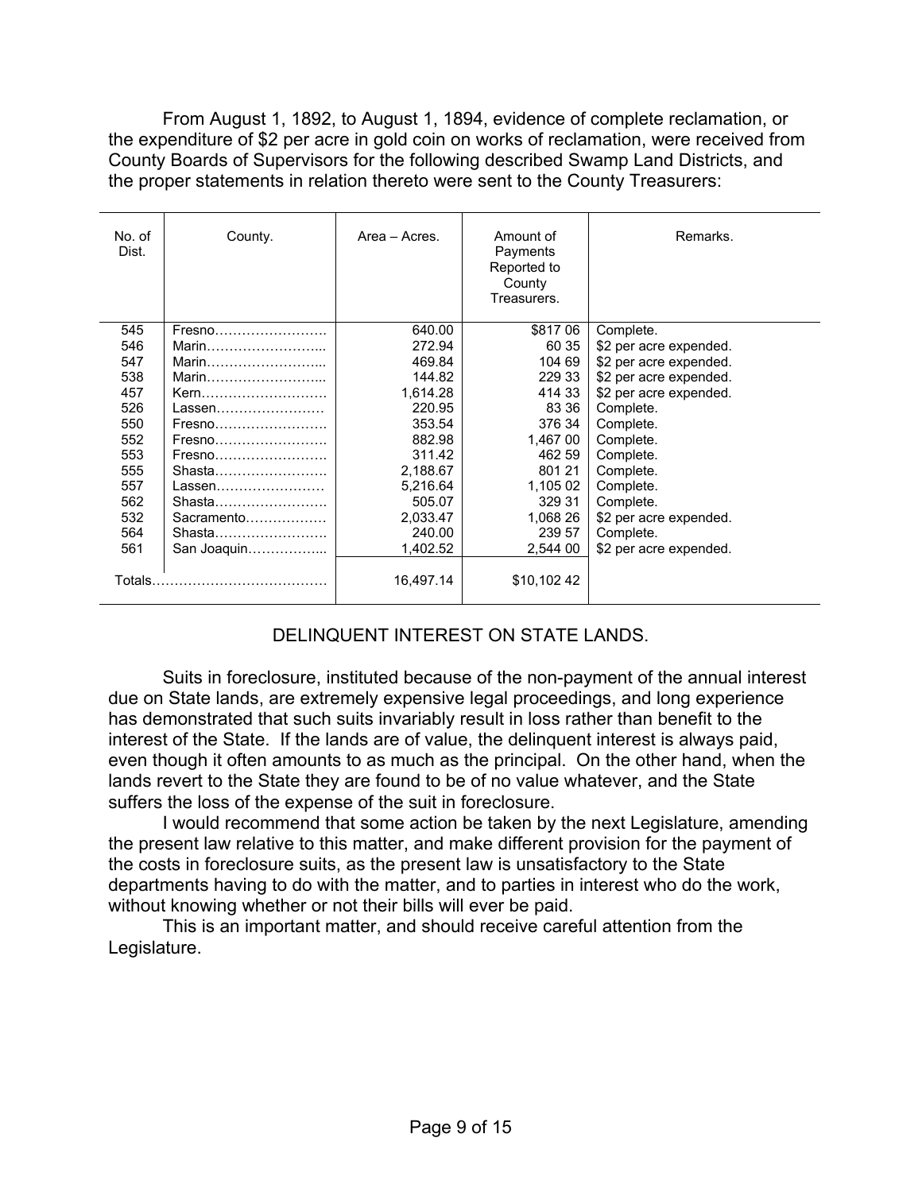From August 1, 1892, to August 1, 1894, evidence of complete reclamation, or the expenditure of $2 per acre in gold coin on works of reclamation, were received from County Boards of Supervisors for the following described Swamp Land Districts, and the proper statements in relation thereto were sent to the County Treasurers:

| No. of Dist. | County. | Area – Acres. | Amount of Payments Reported to County Treasurers. | Remarks. |
|---|---|---|---|---|
| 545 | Fresno…………………… | 640.00 | $817 06 | Complete. |
| 546 | Marin……………………... | 272.94 | 60 35 | $2 per acre expended. |
| 547 | Marin……………………... | 469.84 | 104 69 | $2 per acre expended. |
| 538 | Marin……………………... | 144.82 | 229 33 | $2 per acre expended. |
| 457 | Kern……………………… | 1,614.28 | 414 33 | $2 per acre expended. |
| 526 | Lassen…………………… | 220.95 | 83 36 | Complete. |
| 550 | Fresno…………………… | 353.54 | 376 34 | Complete. |
| 552 | Fresno…………………… | 882.98 | 1,467 00 | Complete. |
| 553 | Fresno…………………… | 311.42 | 462 59 | Complete. |
| 555 | Shasta…………………… | 2,188.67 | 801 21 | Complete. |
| 557 | Lassen…………………… | 5,216.64 | 1,105 02 | Complete. |
| 562 | Shasta…………………… | 505.07 | 329 31 | Complete. |
| 532 | Sacramento……………… | 2,033.47 | 1,068 26 | $2 per acre expended. |
| 564 | Shasta…………………… | 240.00 | 239 57 | Complete. |
| 561 | San Joaquin……………... | 1,402.52 | 2,544 00 | $2 per acre expended. |
| Totals………………………………… | | 16,497.14 | $10,102 42 | |

## DELINQUENT INTEREST ON STATE LANDS.

Suits in foreclosure, instituted because of the non-payment of the annual interest due on State lands, are extremely expensive legal proceedings, and long experience has demonstrated that such suits invariably result in loss rather than benefit to the interest of the State. If the lands are of value, the delinquent interest is always paid, even though it often amounts to as much as the principal. On the other hand, when the lands revert to the State they are found to be of no value whatever, and the State suffers the loss of the expense of the suit in foreclosure.

I would recommend that some action be taken by the next Legislature, amending the present law relative to this matter, and make different provision for the payment of the costs in foreclosure suits, as the present law is unsatisfactory to the State departments having to do with the matter, and to parties in interest who do the work, without knowing whether or not their bills will ever be paid.

This is an important matter, and should receive careful attention from the Legislature.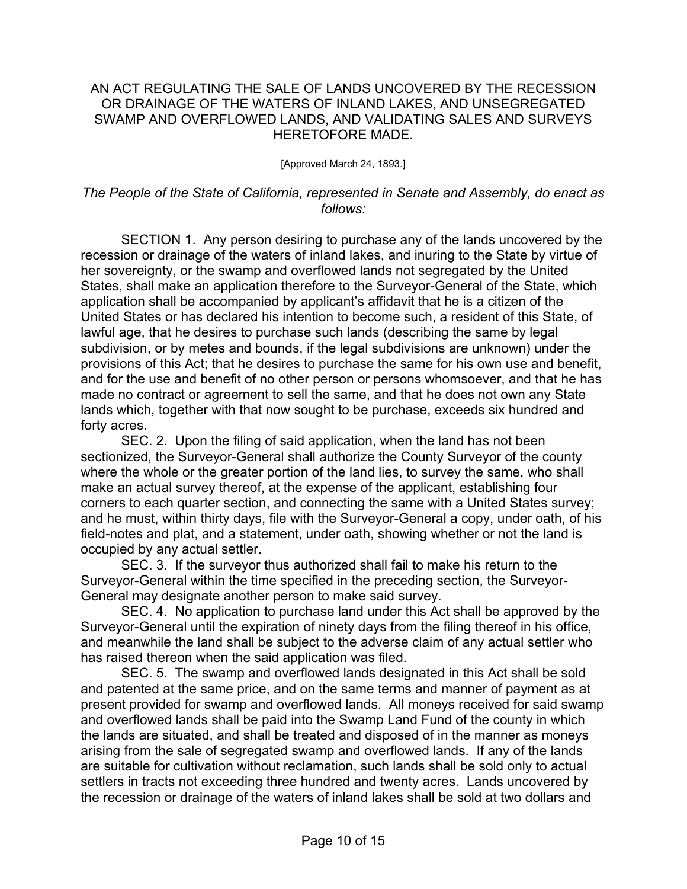# AN ACT REGULATING THE SALE OF LANDS UNCOVERED BY THE RECESSION OR DRAINAGE OF THE WATERS OF INLAND LAKES, AND UNSEGREGATED SWAMP AND OVERFLOWED LANDS, AND VALIDATING SALES AND SURVEYS HERETOFORE MADE.

[Approved March 24, 1893.]

*The People of the State of California, represented in Senate and Assembly, do enact as follows:*

SECTION 1. Any person desiring to purchase any of the lands uncovered by the recession or drainage of the waters of inland lakes, and inuring to the State by virtue of her sovereignty, or the swamp and overflowed lands not segregated by the United States, shall make an application therefore to the Surveyor-General of the State, which application shall be accompanied by applicant's affidavit that he is a citizen of the United States or has declared his intention to become such, a resident of this State, of lawful age, that he desires to purchase such lands (describing the same by legal subdivision, or by metes and bounds, if the legal subdivisions are unknown) under the provisions of this Act; that he desires to purchase the same for his own use and benefit, and for the use and benefit of no other person or persons whomsoever, and that he has made no contract or agreement to sell the same, and that he does not own any State lands which, together with that now sought to be purchase, exceeds six hundred and forty acres.

SEC. 2. Upon the filing of said application, when the land has not been sectionized, the Surveyor-General shall authorize the County Surveyor of the county where the whole or the greater portion of the land lies, to survey the same, who shall make an actual survey thereof, at the expense of the applicant, establishing four corners to each quarter section, and connecting the same with a United States survey; and he must, within thirty days, file with the Surveyor-General a copy, under oath, of his field-notes and plat, and a statement, under oath, showing whether or not the land is occupied by any actual settler.

SEC. 3. If the surveyor thus authorized shall fail to make his return to the Surveyor-General within the time specified in the preceding section, the Surveyor-General may designate another person to make said survey.

SEC. 4. No application to purchase land under this Act shall be approved by the Surveyor-General until the expiration of ninety days from the filing thereof in his office, and meanwhile the land shall be subject to the adverse claim of any actual settler who has raised thereon when the said application was filed.

SEC. 5. The swamp and overflowed lands designated in this Act shall be sold and patented at the same price, and on the same terms and manner of payment as at present provided for swamp and overflowed lands. All moneys received for said swamp and overflowed lands shall be paid into the Swamp Land Fund of the county in which the lands are situated, and shall be treated and disposed of in the manner as moneys arising from the sale of segregated swamp and overflowed lands. If any of the lands are suitable for cultivation without reclamation, such lands shall be sold only to actual settlers in tracts not exceeding three hundred and twenty acres. Lands uncovered by the recession or drainage of the waters of inland lakes shall be sold at two dollars and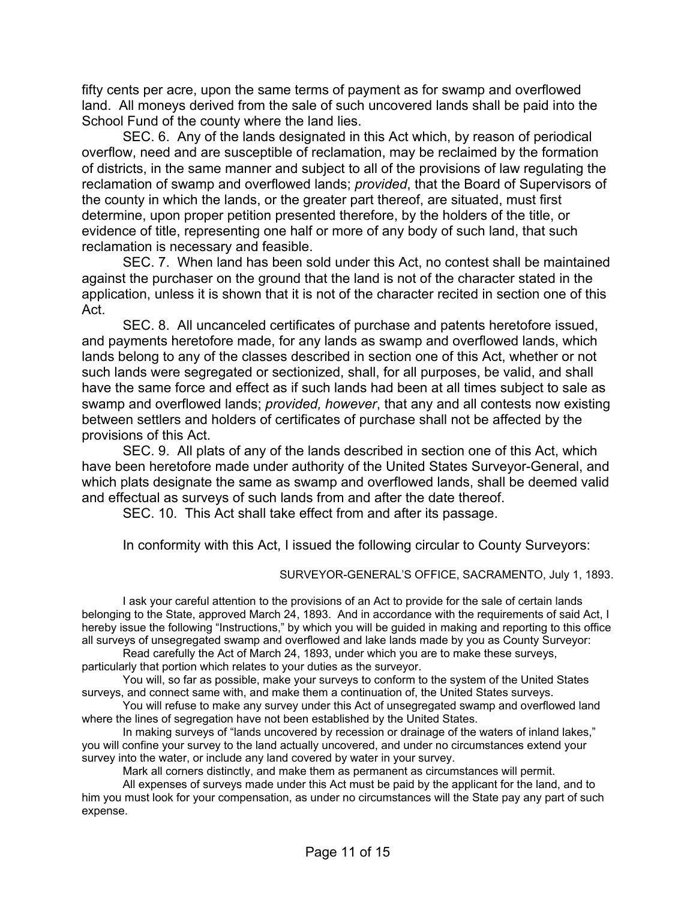fifty cents per acre, upon the same terms of payment as for swamp and overflowed land. All moneys derived from the sale of such uncovered lands shall be paid into the School Fund of the county where the land lies.

SEC. 6. Any of the lands designated in this Act which, by reason of periodical overflow, need and are susceptible of reclamation, may be reclaimed by the formation of districts, in the same manner and subject to all of the provisions of law regulating the reclamation of swamp and overflowed lands; *provided*, that the Board of Supervisors of the county in which the lands, or the greater part thereof, are situated, must first determine, upon proper petition presented therefore, by the holders of the title, or evidence of title, representing one half or more of any body of such land, that such reclamation is necessary and feasible.

SEC. 7. When land has been sold under this Act, no contest shall be maintained against the purchaser on the ground that the land is not of the character stated in the application, unless it is shown that it is not of the character recited in section one of this Act.

SEC. 8. All uncanceled certificates of purchase and patents heretofore issued, and payments heretofore made, for any lands as swamp and overflowed lands, which lands belong to any of the classes described in section one of this Act, whether or not such lands were segregated or sectionized, shall, for all purposes, be valid, and shall have the same force and effect as if such lands had been at all times subject to sale as swamp and overflowed lands; *provided, however*, that any and all contests now existing between settlers and holders of certificates of purchase shall not be affected by the provisions of this Act.

SEC. 9. All plats of any of the lands described in section one of this Act, which have been heretofore made under authority of the United States Surveyor-General, and which plats designate the same as swamp and overflowed lands, shall be deemed valid and effectual as surveys of such lands from and after the date thereof.

SEC. 10. This Act shall take effect from and after its passage.

In conformity with this Act, I issued the following circular to County Surveyors:

SURVEYOR-GENERAL'S OFFICE, SACRAMENTO, July 1, 1893.

I ask your careful attention to the provisions of an Act to provide for the sale of certain lands belonging to the State, approved March 24, 1893. And in accordance with the requirements of said Act, I hereby issue the following "Instructions," by which you will be guided in making and reporting to this office all surveys of unsegregated swamp and overflowed and lake lands made by you as County Surveyor:

Read carefully the Act of March 24, 1893, under which you are to make these surveys, particularly that portion which relates to your duties as the surveyor.

You will, so far as possible, make your surveys to conform to the system of the United States surveys, and connect same with, and make them a continuation of, the United States surveys.

You will refuse to make any survey under this Act of unsegregated swamp and overflowed land where the lines of segregation have not been established by the United States.

In making surveys of "lands uncovered by recession or drainage of the waters of inland lakes," you will confine your survey to the land actually uncovered, and under no circumstances extend your survey into the water, or include any land covered by water in your survey.

Mark all corners distinctly, and make them as permanent as circumstances will permit.

All expenses of surveys made under this Act must be paid by the applicant for the land, and to him you must look for your compensation, as under no circumstances will the State pay any part of such expense.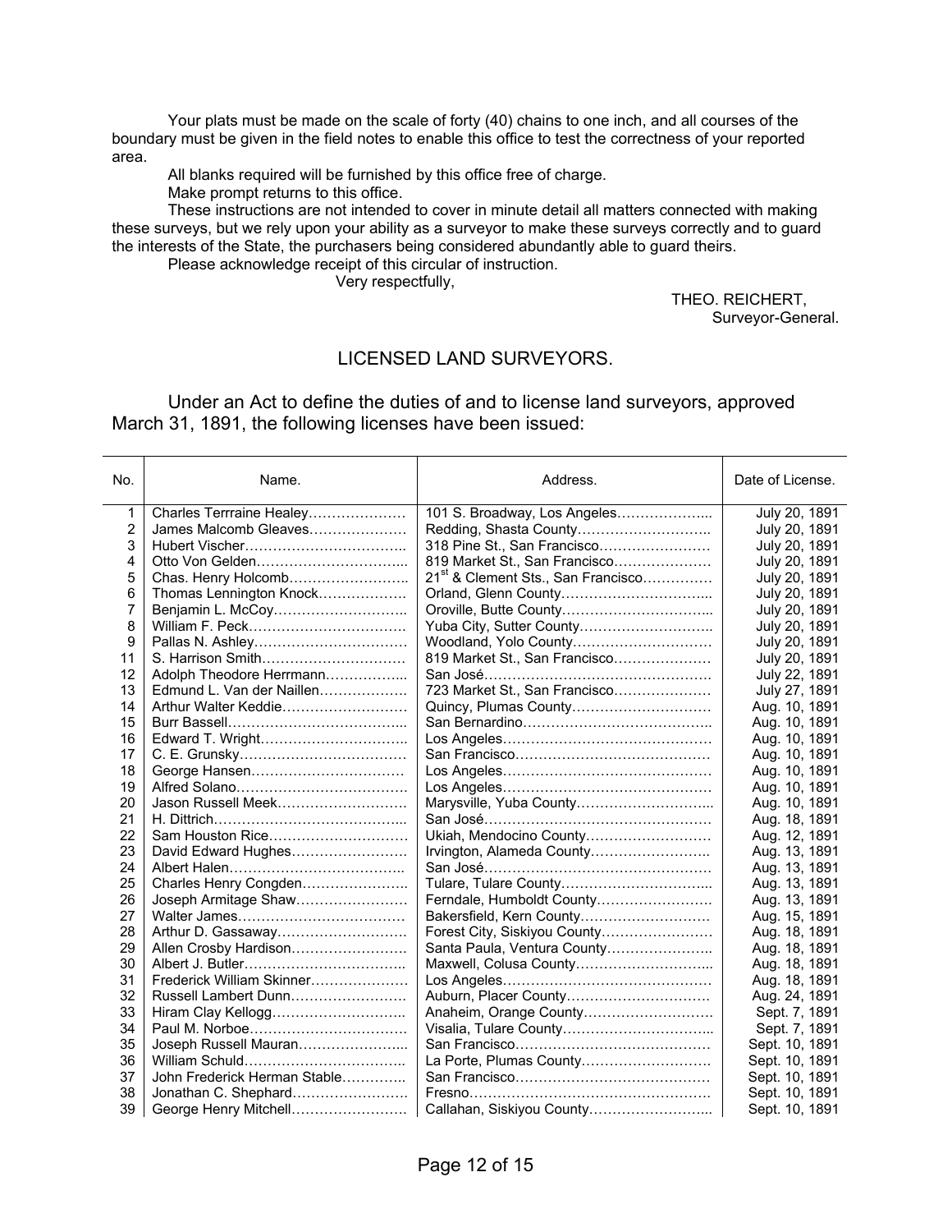Your plats must be made on the scale of forty (40) chains to one inch, and all courses of the boundary must be given in the field notes to enable this office to test the correctness of your reported area.

All blanks required will be furnished by this office free of charge.

Make prompt returns to this office.

These instructions are not intended to cover in minute detail all matters connected with making these surveys, but we rely upon your ability as a surveyor to make these surveys correctly and to guard the interests of the State, the purchasers being considered abundantly able to guard theirs.

Please acknowledge receipt of this circular of instruction.

Very respectfully,

THEO. REICHERT,
Surveyor-General.

## LICENSED LAND SURVEYORS.

Under an Act to define the duties of and to license land surveyors, approved March 31, 1891, the following licenses have been issued:

| No. | Name. | Address. | Date of License. |
|---|---|---|---|
| 1 | Charles Terrraine Healey………………… | 101 S. Broadway, Los Angeles………………... | July 20, 1891 |
| 2 | James Malcomb Gleaves………………… | Redding, Shasta County……………………….. | July 20, 1891 |
| 3 | Hubert Vischer…………………………….. | 318 Pine St., San Francisco…………………… | July 20, 1891 |
| 4 | Otto Von Gelden…………………………... | 819 Market St., San Francisco………………… | July 20, 1891 |
| 5 | Chas. Henry Holcomb…………………….. | 21st & Clement Sts., San Francisco………….. | July 20, 1891 |
| 6 | Thomas Lennington Knock………………. | Orland, Glenn County…………………………... | July 20, 1891 |
| 7 | Benjamin L. McCoy……………………….. | Oroville, Butte County…………………………... | July 20, 1891 |
| 8 | William F. Peck……………………………. | Yuba City, Sutter County……………………….. | July 20, 1891 |
| 9 | Pallas N. Ashley…………………………… | Woodland, Yolo County………………………… | July 20, 1891 |
| 11 | S. Harrison Smith………………………… | 819 Market St., San Francisco………………… | July 20, 1891 |
| 12 | Adolph Theodore Herrmann……………... | San José………………………………………… | July 22, 1891 |
| 13 | Edmund L. Van der Naillen………………. | 723 Market St., San Francisco………………… | July 27, 1891 |
| 14 | Arthur Walter Keddie……………………… | Quincy, Plumas County………………………… | Aug. 10, 1891 |
| 15 | Burr Bassell………………………………... | San Bernardino…………………………………... | Aug. 10, 1891 |
| 16 | Edward T. Wright………………………….. | Los Angeles……………………………………… | Aug. 10, 1891 |
| 17 | C. E. Grunsky……………………………… | San Francisco…………………………………… | Aug. 10, 1891 |
| 18 | George Hansen…………………………… | Los Angeles……………………………………… | Aug. 10, 1891 |
| 19 | Alfred Solano………………………………. | Los Angeles……………………………………… | Aug. 10, 1891 |
| 20 | Jason Russell Meek……………………… | Marysville, Yuba County………………………... | Aug. 10, 1891 |
| 21 | H. Dittrich…………………………………... | San José………………………………………… | Aug. 18, 1891 |
| 22 | Sam Houston Rice………………………… | Ukiah, Mendocino County……………………… | Aug. 12, 1891 |
| 23 | David Edward Hughes……………………. | Irvington, Alameda County…………………….. | Aug. 13, 1891 |
| 24 | Albert Halen……………………………….. | San José………………………………………… | Aug. 13, 1891 |
| 25 | Charles Henry Congden………………….. | Tulare, Tulare County…………………………... | Aug. 13, 1891 |
| 26 | Joseph Armitage Shaw…………………… | Ferndale, Humboldt County…………………… | Aug. 13, 1891 |
| 27 | Walter James……………………………… | Bakersfield, Kern County……………………… | Aug. 15, 1891 |
| 28 | Arthur D. Gassaway………………………. | Forest City, Siskiyou County…………………… | Aug. 18, 1891 |
| 29 | Allen Crosby Hardison……………………. | Santa Paula, Ventura County………………….. | Aug. 18, 1891 |
| 30 | Albert J. Butler…………………………….. | Maxwell, Colusa County………………………... | Aug. 18, 1891 |
| 31 | Frederick William Skinner………………… | Los Angeles……………………………………… | Aug. 18, 1891 |
| 32 | Russell Lambert Dunn……………………. | Auburn, Placer County………………………… | Aug. 24, 1891 |
| 33 | Hiram Clay Kellogg……………………….. | Anaheim, Orange County………………………. | Sept. 7, 1891 |
| 34 | Paul M. Norboe……………………………. | Visalia, Tulare County…………………………... | Sept. 7, 1891 |
| 35 | Joseph Russell Mauran…………………... | San Francisco…………………………………… | Sept. 10, 1891 |
| 36 | William Schuld…………………………….. | La Porte, Plumas County………………………. | Sept. 10, 1891 |
| 37 | John Frederick Herman Stable…………. | San Francisco…………………………………… | Sept. 10, 1891 |
| 38 | Jonathan C. Shephard……………………. | Fresno……………………………………………. | Sept. 10, 1891 |
| 39 | George Henry Mitchell……………………. | Callahan, Siskiyou County……………………... | Sept. 10, 1891 |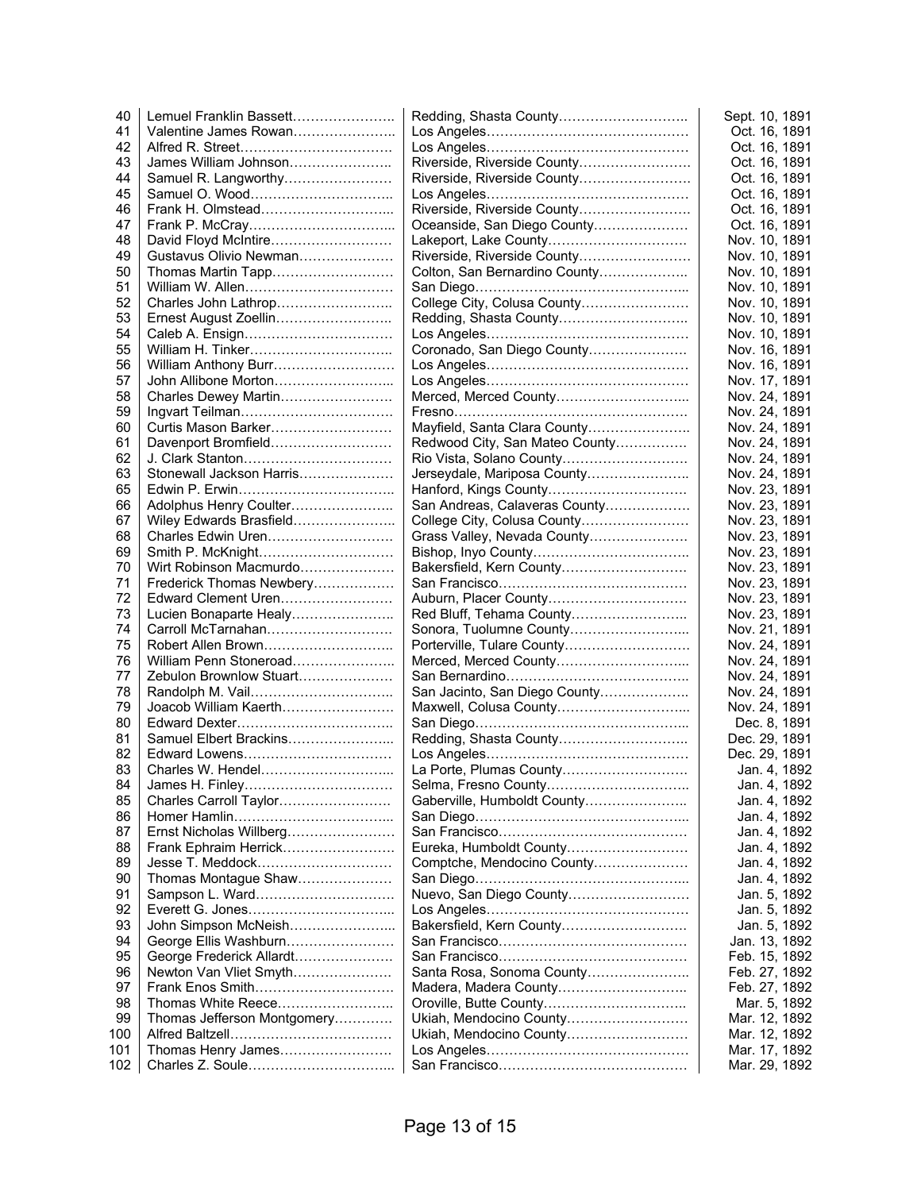| | | | |
|---|---|---|---|
| 40 | Lemuel Franklin Bassett | Redding, Shasta County | Sept. 10, 1891 |
| 41 | Valentine James Rowan | Los Angeles | Oct. 16, 1891 |
| 42 | Alfred R. Street | Los Angeles | Oct. 16, 1891 |
| 43 | James William Johnson | Riverside, Riverside County | Oct. 16, 1891 |
| 44 | Samuel R. Langworthy | Riverside, Riverside County | Oct. 16, 1891 |
| 45 | Samuel O. Wood | Los Angeles | Oct. 16, 1891 |
| 46 | Frank H. Olmstead | Riverside, Riverside County | Oct. 16, 1891 |
| 47 | Frank P. McCray | Oceanside, San Diego County | Oct. 16, 1891 |
| 48 | David Floyd McIntire | Lakeport, Lake County | Nov. 10, 1891 |
| 49 | Gustavus Olivio Newman | Riverside, Riverside County | Nov. 10, 1891 |
| 50 | Thomas Martin Tapp | Colton, San Bernardino County | Nov. 10, 1891 |
| 51 | William W. Allen | San Diego | Nov. 10, 1891 |
| 52 | Charles John Lathrop | College City, Colusa County | Nov. 10, 1891 |
| 53 | Ernest August Zoellin | Redding, Shasta County | Nov. 10, 1891 |
| 54 | Caleb A. Ensign | Los Angeles | Nov. 10, 1891 |
| 55 | William H. Tinker | Coronado, San Diego County | Nov. 16, 1891 |
| 56 | William Anthony Burr | Los Angeles | Nov. 16, 1891 |
| 57 | John Allibone Morton | Los Angeles | Nov. 17, 1891 |
| 58 | Charles Dewey Martin | Merced, Merced County | Nov. 24, 1891 |
| 59 | Ingvart Teilman | Fresno | Nov. 24, 1891 |
| 60 | Curtis Mason Barker | Mayfield, Santa Clara County | Nov. 24, 1891 |
| 61 | Davenport Bromfield | Redwood City, San Mateo County | Nov. 24, 1891 |
| 62 | J. Clark Stanton | Rio Vista, Solano County | Nov. 24, 1891 |
| 63 | Stonewall Jackson Harris | Jerseydale, Mariposa County | Nov. 24, 1891 |
| 65 | Edwin P. Erwin | Hanford, Kings County | Nov. 23, 1891 |
| 66 | Adolphus Henry Coulter | San Andreas, Calaveras County | Nov. 23, 1891 |
| 67 | Wiley Edwards Brasfield | College City, Colusa County | Nov. 23, 1891 |
| 68 | Charles Edwin Uren | Grass Valley, Nevada County | Nov. 23, 1891 |
| 69 | Smith P. McKnight | Bishop, Inyo County | Nov. 23, 1891 |
| 70 | Wirt Robinson Macmurdo | Bakersfield, Kern County | Nov. 23, 1891 |
| 71 | Frederick Thomas Newbery | San Francisco | Nov. 23, 1891 |
| 72 | Edward Clement Uren | Auburn, Placer County | Nov. 23, 1891 |
| 73 | Lucien Bonaparte Healy | Red Bluff, Tehama County | Nov. 23, 1891 |
| 74 | Carroll McTarnahan | Sonora, Tuolumne County | Nov. 21, 1891 |
| 75 | Robert Allen Brown | Porterville, Tulare County | Nov. 24, 1891 |
| 76 | William Penn Stoneroad | Merced, Merced County | Nov. 24, 1891 |
| 77 | Zebulon Brownlow Stuart | San Bernardino | Nov. 24, 1891 |
| 78 | Randolph M. Vail | San Jacinto, San Diego County | Nov. 24, 1891 |
| 79 | Joacob William Kaerth | Maxwell, Colusa County | Nov. 24, 1891 |
| 80 | Edward Dexter | San Diego | Dec. 8, 1891 |
| 81 | Samuel Elbert Brackins | Redding, Shasta County | Dec. 29, 1891 |
| 82 | Edward Lowens | Los Angeles | Dec. 29, 1891 |
| 83 | Charles W. Hendel | La Porte, Plumas County | Jan. 4, 1892 |
| 84 | James H. Finley | Selma, Fresno County | Jan. 4, 1892 |
| 85 | Charles Carroll Taylor | Gaberville, Humboldt County | Jan. 4, 1892 |
| 86 | Homer Hamlin | San Diego | Jan. 4, 1892 |
| 87 | Ernst Nicholas Willberg | San Francisco | Jan. 4, 1892 |
| 88 | Frank Ephraim Herrick | Eureka, Humboldt County | Jan. 4, 1892 |
| 89 | Jesse T. Meddock | Comptche, Mendocino County | Jan. 4, 1892 |
| 90 | Thomas Montague Shaw | San Diego | Jan. 4, 1892 |
| 91 | Sampson L. Ward | Nuevo, San Diego County | Jan. 5, 1892 |
| 92 | Everett G. Jones | Los Angeles | Jan. 5, 1892 |
| 93 | John Simpson McNeish | Bakersfield, Kern County | Jan. 5, 1892 |
| 94 | George Ellis Washburn | San Francisco | Jan. 13, 1892 |
| 95 | George Frederick Allardt | San Francisco | Feb. 15, 1892 |
| 96 | Newton Van Vliet Smyth | Santa Rosa, Sonoma County | Feb. 27, 1892 |
| 97 | Frank Enos Smith | Madera, Madera County | Feb. 27, 1892 |
| 98 | Thomas White Reece | Oroville, Butte County | Mar. 5, 1892 |
| 99 | Thomas Jefferson Montgomery | Ukiah, Mendocino County | Mar. 12, 1892 |
| 100 | Alfred Baltzell | Ukiah, Mendocino County | Mar. 12, 1892 |
| 101 | Thomas Henry James | Los Angeles | Mar. 17, 1892 |
| 102 | Charles Z. Soule | San Francisco | Mar. 29, 1892 |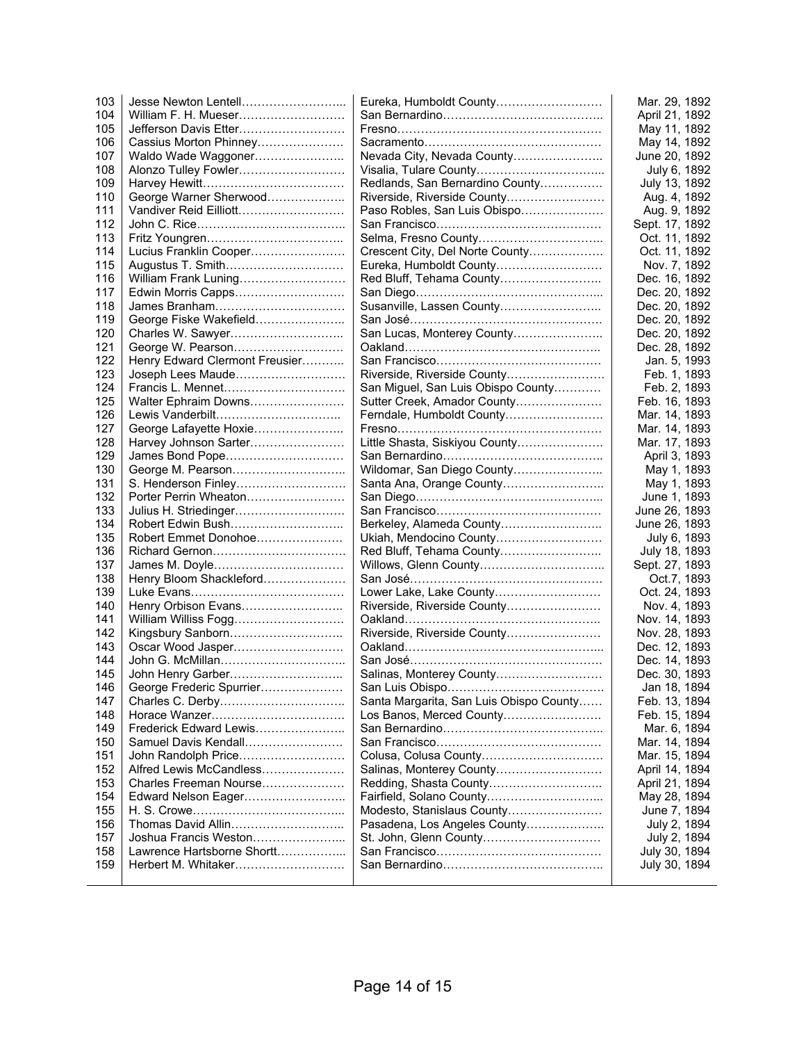| | | | |
|---|---|---|---|
| 103 | Jesse Newton Lentell | Eureka, Humboldt County | Mar. 29, 1892 |
| 104 | William F. H. Mueser | San Bernardino | April 21, 1892 |
| 105 | Jefferson Davis Etter | Fresno | May 11, 1892 |
| 106 | Cassius Morton Phinney | Sacramento | May 14, 1892 |
| 107 | Waldo Wade Waggoner | Nevada City, Nevada County | June 20, 1892 |
| 108 | Alonzo Tulley Fowler | Visalia, Tulare County | July 6, 1892 |
| 109 | Harvey Hewitt | Redlands, San Bernardino County | July 13, 1892 |
| 110 | George Warner Sherwood | Riverside, Riverside County | Aug. 4, 1892 |
| 111 | Vandiver Reid Eilliott | Paso Robles, San Luis Obispo | Aug. 9, 1892 |
| 112 | John C. Rice | San Francisco | Sept. 17, 1892 |
| 113 | Fritz Youngren | Selma, Fresno County | Oct. 11, 1892 |
| 114 | Lucius Franklin Cooper | Crescent City, Del Norte County | Oct. 11, 1892 |
| 115 | Augustus T. Smith | Eureka, Humboldt County | Nov. 7, 1892 |
| 116 | William Frank Luning | Red Bluff, Tehama County | Dec. 16, 1892 |
| 117 | Edwin Morris Capps | San Diego | Dec. 20, 1892 |
| 118 | James Branham | Susanville, Lassen County | Dec. 20, 1892 |
| 119 | George Fiske Wakefield | San José | Dec. 20, 1892 |
| 120 | Charles W. Sawyer | San Lucas, Monterey County | Dec. 20, 1892 |
| 121 | George W. Pearson | Oakland | Dec. 28, 1892 |
| 122 | Henry Edward Clermont Freusier | San Francisco | Jan. 5, 1993 |
| 123 | Joseph Lees Maude | Riverside, Riverside County | Feb. 1, 1893 |
| 124 | Francis L. Mennet | San Miguel, San Luis Obispo County | Feb. 2, 1893 |
| 125 | Walter Ephraim Downs | Sutter Creek, Amador County | Feb. 16, 1893 |
| 126 | Lewis Vanderbilt | Ferndale, Humboldt County | Mar. 14, 1893 |
| 127 | George Lafayette Hoxie | Fresno | Mar. 14, 1893 |
| 128 | Harvey Johnson Sarter | Little Shasta, Siskiyou County | Mar. 17, 1893 |
| 129 | James Bond Pope | San Bernardino | April 3, 1893 |
| 130 | George M. Pearson | Wildomar, San Diego County | May 1, 1893 |
| 131 | S. Henderson Finley | Santa Ana, Orange County | May 1, 1893 |
| 132 | Porter Perrin Wheaton | San Diego | June 1, 1893 |
| 133 | Julius H. Striedinger | San Francisco | June 26, 1893 |
| 134 | Robert Edwin Bush | Berkeley, Alameda County | June 26, 1893 |
| 135 | Robert Emmet Donohoe | Ukiah, Mendocino County | July 6, 1893 |
| 136 | Richard Gernon | Red Bluff, Tehama County | July 18, 1893 |
| 137 | James M. Doyle | Willows, Glenn County | Sept. 27, 1893 |
| 138 | Henry Bloom Shackleford | San José | Oct.7, 1893 |
| 139 | Luke Evans | Lower Lake, Lake County | Oct. 24, 1893 |
| 140 | Henry Orbison Evans | Riverside, Riverside County | Nov. 4, 1893 |
| 141 | William Williss Fogg | Oakland | Nov. 14, 1893 |
| 142 | Kingsbury Sanborn | Riverside, Riverside County | Nov. 28, 1893 |
| 143 | Oscar Wood Jasper | Oakland | Dec. 12, 1893 |
| 144 | John G. McMillan | San José | Dec. 14, 1893 |
| 145 | John Henry Garber | Salinas, Monterey County | Dec. 30, 1893 |
| 146 | George Frederic Spurrier | San Luis Obispo | Jan 18, 1894 |
| 147 | Charles C. Derby | Santa Margarita, San Luis Obispo County | Feb. 13, 1894 |
| 148 | Horace Wanzer | Los Banos, Merced County | Feb. 15, 1894 |
| 149 | Frederick Edward Lewis | San Bernardino | Mar. 6, 1894 |
| 150 | Samuel Davis Kendall | San Francisco | Mar. 14, 1894 |
| 151 | John Randolph Price | Colusa, Colusa County | Mar. 15, 1894 |
| 152 | Alfred Lewis McCandless | Salinas, Monterey County | April 14, 1894 |
| 153 | Charles Freeman Nourse | Redding, Shasta County | April 21, 1894 |
| 154 | Edward Nelson Eager | Fairfield, Solano County | May 28, 1894 |
| 155 | H. S. Crowe | Modesto, Stanislaus County | June 7, 1894 |
| 156 | Thomas David Allin | Pasadena, Los Angeles County | July 2, 1894 |
| 157 | Joshua Francis Weston | St. John, Glenn County | July 2, 1894 |
| 158 | Lawrence Hartsborne Shortt | San Francisco | July 30, 1894 |
| 159 | Herbert M. Whitaker | San Bernardino | July 30, 1894 |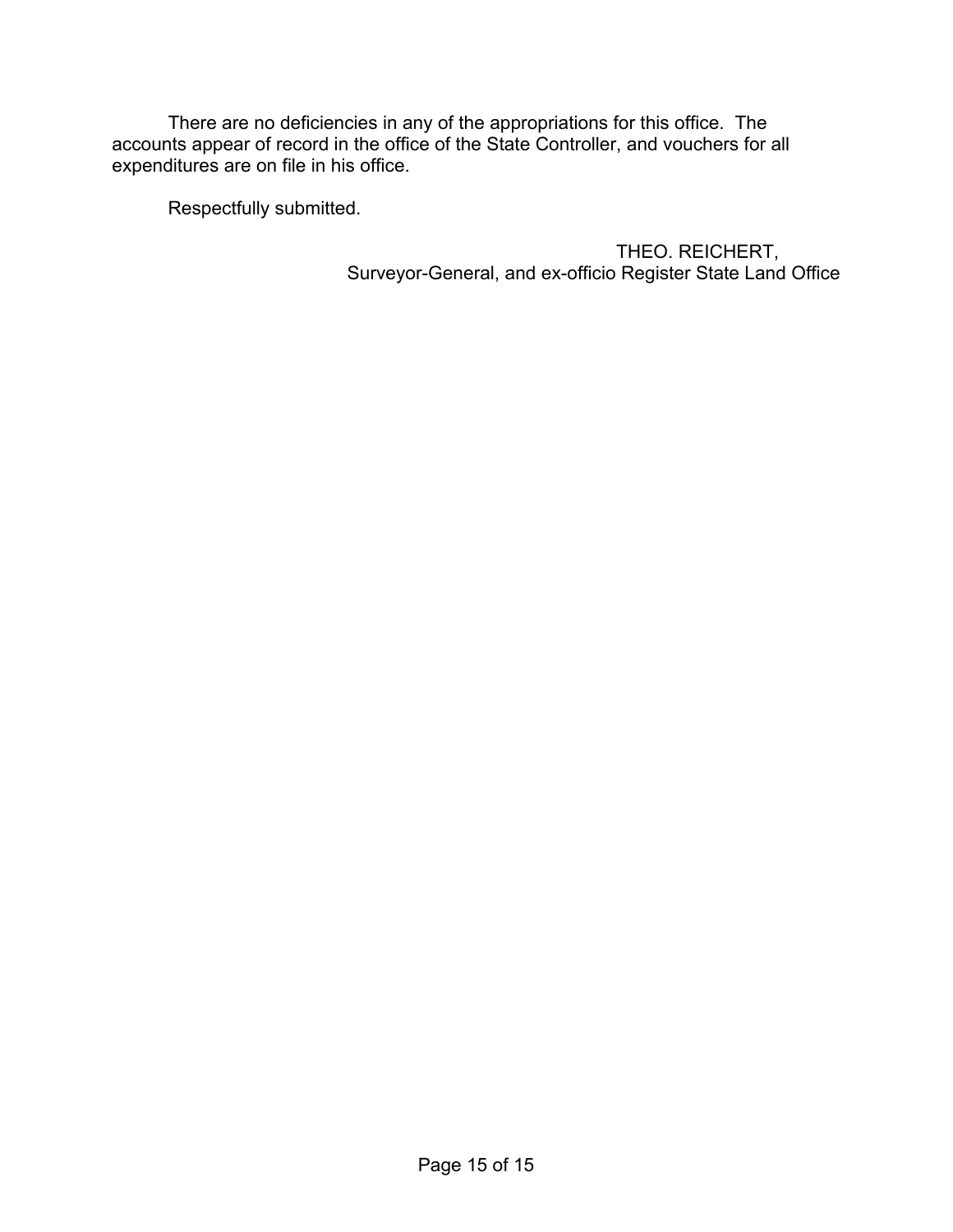There are no deficiencies in any of the appropriations for this office. The accounts appear of record in the office of the State Controller, and vouchers for all expenditures are on file in his office.

Respectfully submitted.

THEO. REICHERT,
Surveyor-General, and ex-officio Register State Land Office